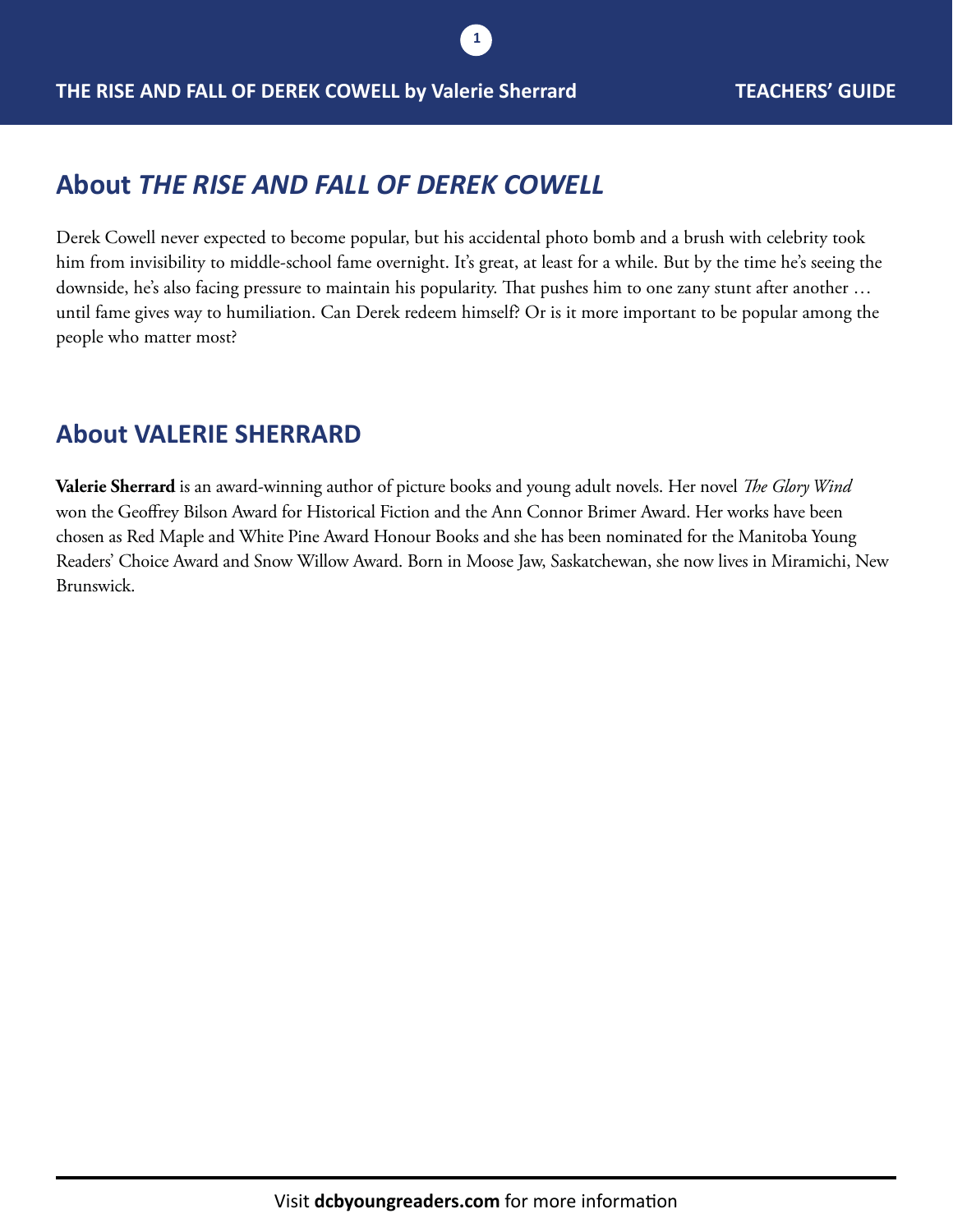## About *THE RISE AND FALL OF DEREK COWELL*

Derek Cowell never expected to become popular, but his accidental photo bomb and a brush with celebrity took him from invisibility to middle-school fame overnight. It's great, at least for a while. But by the time he's seeing the downside, he's also facing pressure to maintain his popularity. That pushes him to one zany stunt after another … until fame gives way to humiliation. Can Derek redeem himself? Or is it more important to be popular among the people who matter most?

## About VALERIE SHERRARD

**Valerie Sherrard** is an award-winning author of picture books and young adult novels. Her novel *The Glory Wind* won the Geoffrey Bilson Award for Historical Fiction and the Ann Connor Brimer Award. Her works have been chosen as Red Maple and White Pine Award Honour Books and she has been nominated for the Manitoba Young Readers' Choice Award and Snow Willow Award. Born in Moose Jaw, Saskatchewan, she now lives in Miramichi, New Brunswick.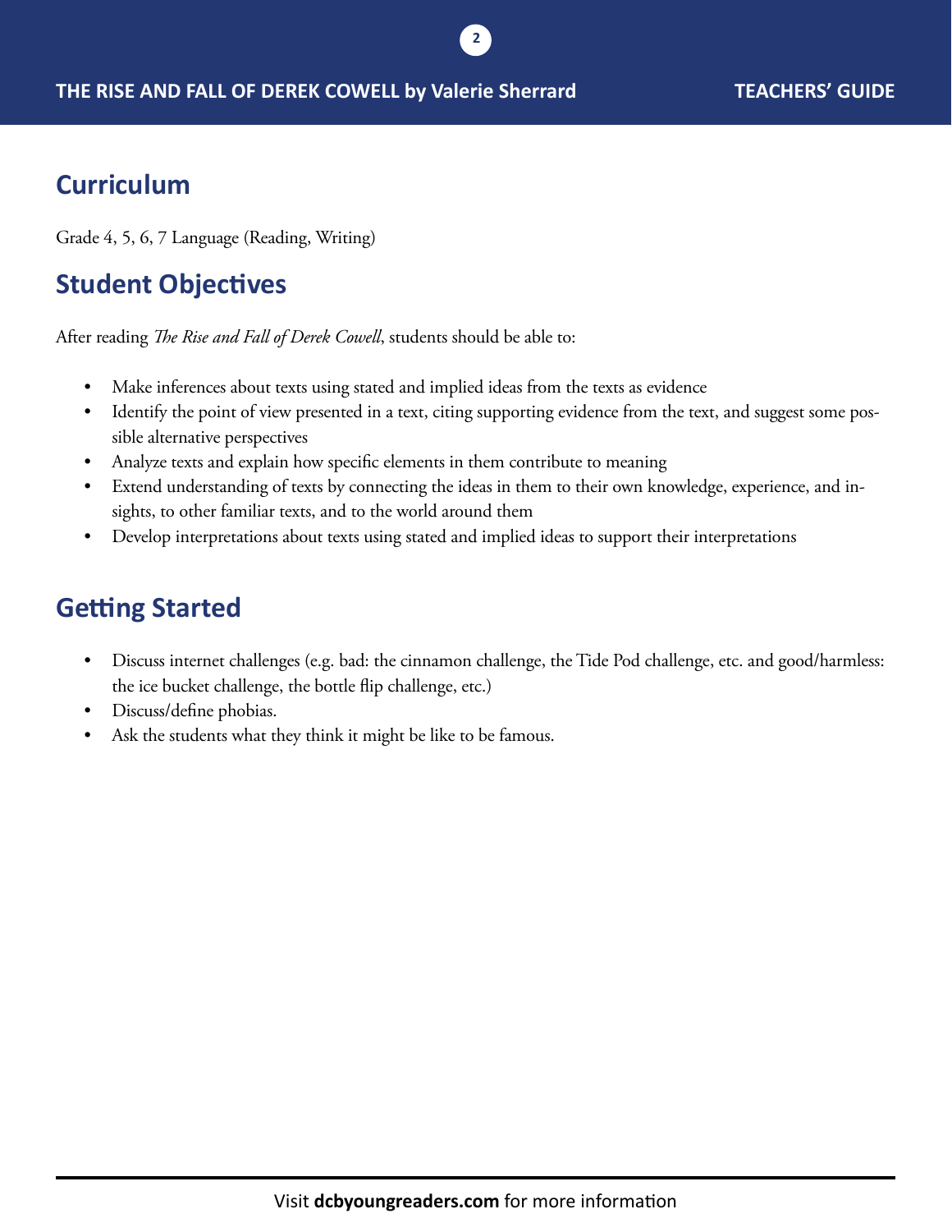## Curriculum

Grade 4, 5, 6, 7 Language (Reading, Writing)

## Student Objectives

After reading *The Rise and Fall of Derek Cowell*, students should be able to:

- Make inferences about texts using stated and implied ideas from the texts as evidence
- Identify the point of view presented in a text, citing supporting evidence from the text, and suggest some possible alternative perspectives
- Analyze texts and explain how specific elements in them contribute to meaning
- Extend understanding of texts by connecting the ideas in them to their own knowledge, experience, and insights, to other familiar texts, and to the world around them
- Develop interpretations about texts using stated and implied ideas to support their interpretations

## Getting Started

- Discuss internet challenges (e.g. bad: the cinnamon challenge, the Tide Pod challenge, etc. and good/harmless: the ice bucket challenge, the bottle flip challenge, etc.)
- Discuss/define phobias.
- Ask the students what they think it might be like to be famous.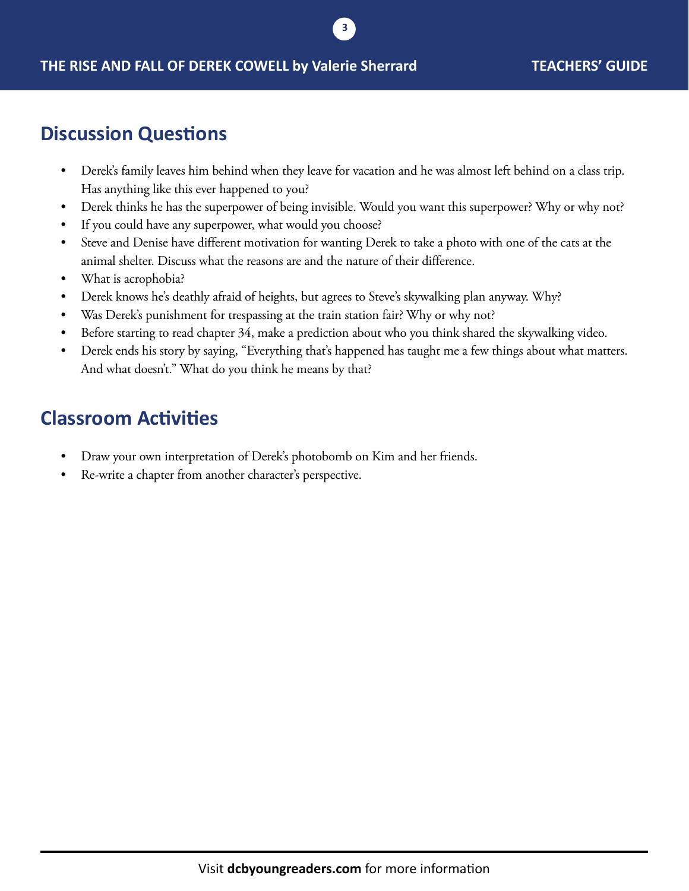## Discussion Questions

- Derek's family leaves him behind when they leave for vacation and he was almost left behind on a class trip. Has anything like this ever happened to you?
- Derek thinks he has the superpower of being invisible. Would you want this superpower? Why or why not?
- If you could have any superpower, what would you choose?
- Steve and Denise have different motivation for wanting Derek to take a photo with one of the cats at the animal shelter. Discuss what the reasons are and the nature of their difference.
- What is acrophobia?
- Derek knows he's deathly afraid of heights, but agrees to Steve's skywalking plan anyway. Why?
- Was Derek's punishment for trespassing at the train station fair? Why or why not?
- Before starting to read chapter 34, make a prediction about who you think shared the skywalking video.
- Derek ends his story by saying, "Everything that's happened has taught me a few things about what matters. And what doesn't." What do you think he means by that?

## Classroom Activities

- Draw your own interpretation of Derek's photobomb on Kim and her friends.
- Re-write a chapter from another character's perspective.

Visit **dcbyoungreaders.com** for more information